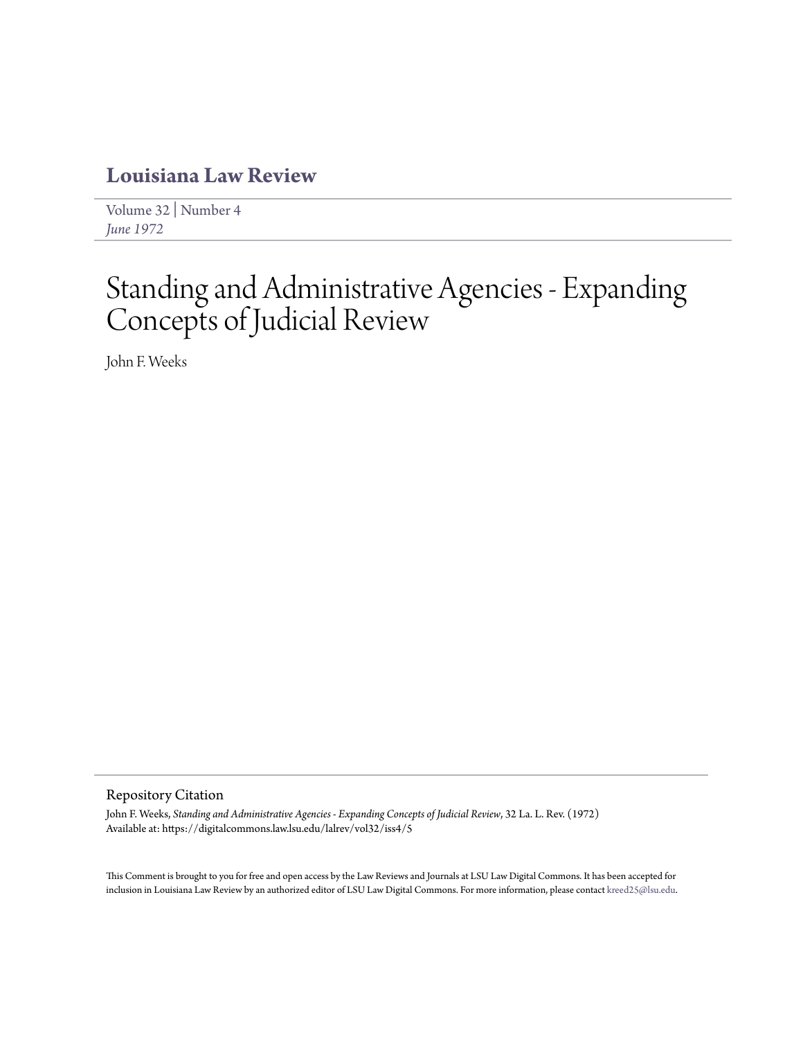# Louisiana Law Review

Volume 32 | Number 4
*June 1972*

# Standing and Administrative Agencies - Expanding Concepts of Judicial Review

John F. Weeks

## Repository Citation

John F. Weeks, *Standing and Administrative Agencies - Expanding Concepts of Judicial Review*, 32 La. L. Rev. (1972)
Available at: https://digitalcommons.law.lsu.edu/lalrev/vol32/iss4/5

This Comment is brought to you for free and open access by the Law Reviews and Journals at LSU Law Digital Commons. It has been accepted for inclusion in Louisiana Law Review by an authorized editor of LSU Law Digital Commons. For more information, please contact kreed25@lsu.edu.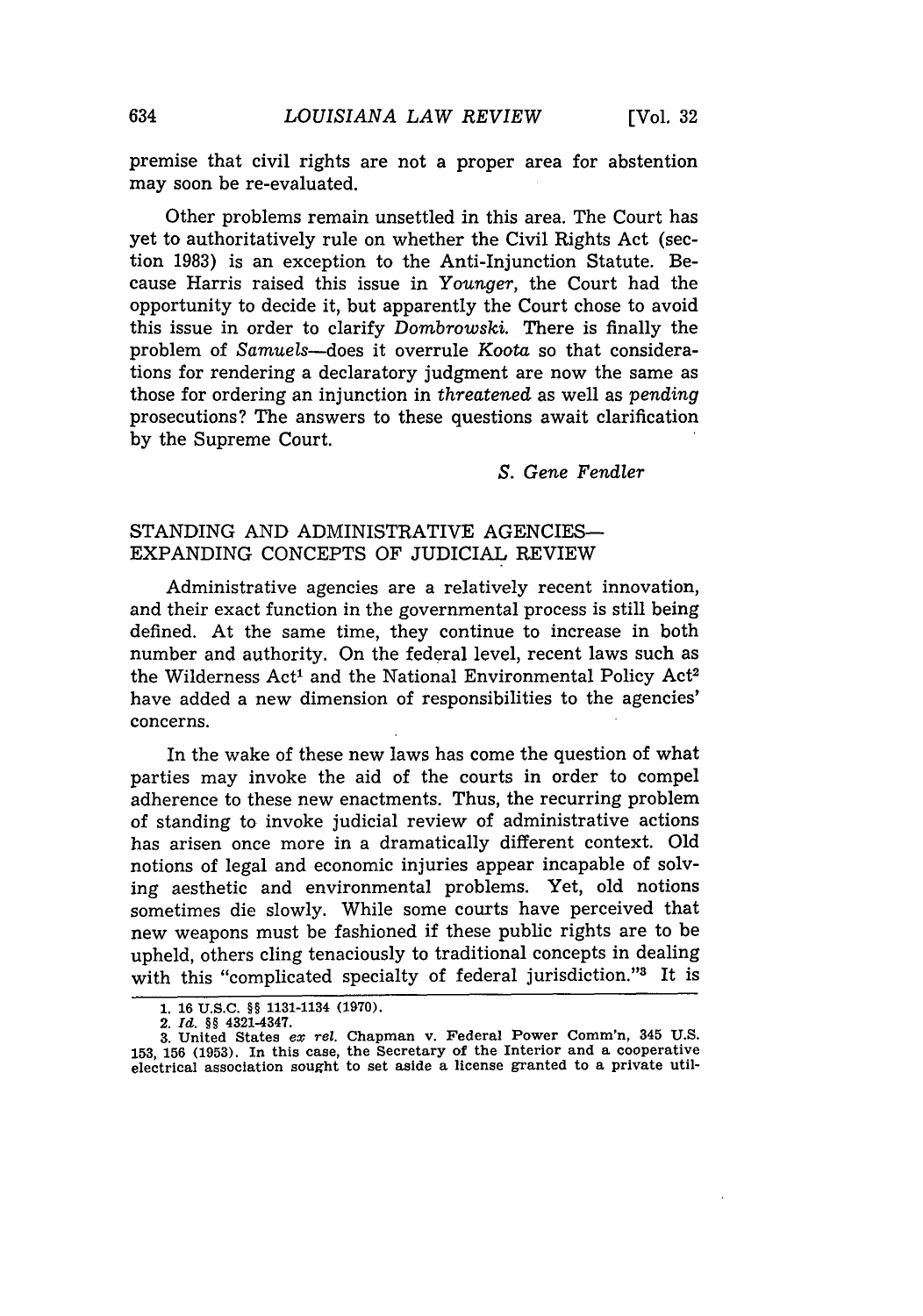premise that civil rights are not a proper area for abstention may soon be re-evaluated.

Other problems remain unsettled in this area. The Court has yet to authoritatively rule on whether the Civil Rights Act (section 1983) is an exception to the Anti-Injunction Statute. Because Harris raised this issue in *Younger*, the Court had the opportunity to decide it, but apparently the Court chose to avoid this issue in order to clarify *Dombrowski*. There is finally the problem of *Samuels*—does it overrule *Koota* so that considerations for rendering a declaratory judgment are now the same as those for ordering an injunction in *threatened* as well as *pending* prosecutions? The answers to these questions await clarification by the Supreme Court.

*S. Gene Fendler*

## STANDING AND ADMINISTRATIVE AGENCIES—EXPANDING CONCEPTS OF JUDICIAL REVIEW

Administrative agencies are a relatively recent innovation, and their exact function in the governmental process is still being defined. At the same time, they continue to increase in both number and authority. On the federal level, recent laws such as the Wilderness Act[1] and the National Environmental Policy Act[2] have added a new dimension of responsibilities to the agencies' concerns.

In the wake of these new laws has come the question of what parties may invoke the aid of the courts in order to compel adherence to these new enactments. Thus, the recurring problem of standing to invoke judicial review of administrative actions has arisen once more in a dramatically different context. Old notions of legal and economic injuries appear incapable of solving aesthetic and environmental problems. Yet, old notions sometimes die slowly. While some courts have perceived that new weapons must be fashioned if these public rights are to be upheld, others cling tenaciously to traditional concepts in dealing with this "complicated specialty of federal jurisdiction."[3] It is

---

1. 16 U.S.C. §§ 1131-1134 (1970).
2. *Id.* §§ 4321-4347.
3. United States *ex rel.* Chapman v. Federal Power Comm'n, 345 U.S. 153, 156 (1953). In this case, the Secretary of the Interior and a cooperative electrical association sought to set aside a license granted to a private util-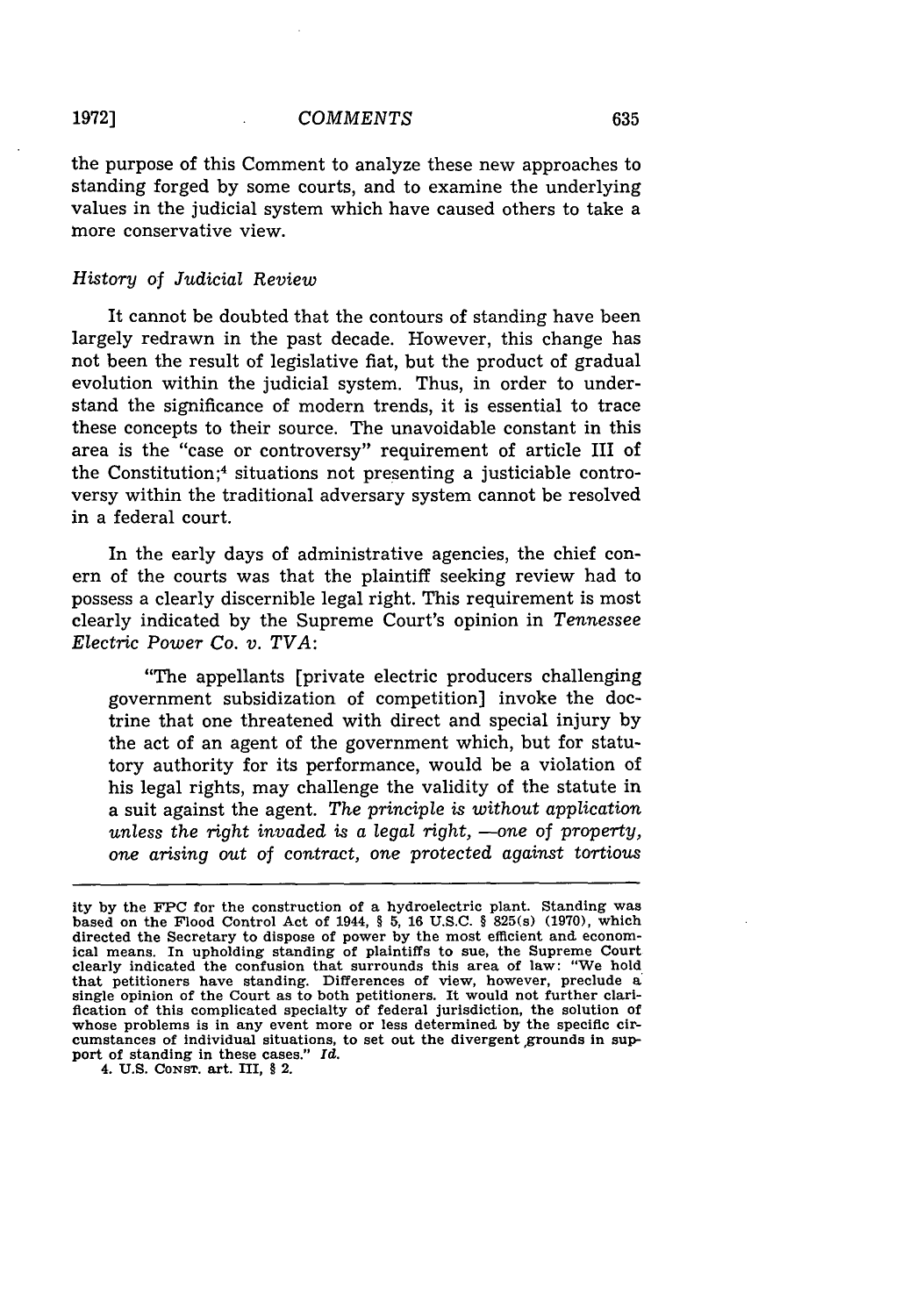the purpose of this Comment to analyze these new approaches to standing forged by some courts, and to examine the underlying values in the judicial system which have caused others to take a more conservative view.

### *History of Judicial Review*

It cannot be doubted that the contours of standing have been largely redrawn in the past decade. However, this change has not been the result of legislative fiat, but the product of gradual evolution within the judicial system. Thus, in order to understand the significance of modern trends, it is essential to trace these concepts to their source. The unavoidable constant in this area is the "case or controversy" requirement of article III of the Constitution;[4] situations not presenting a justiciable controversy within the traditional adversary system cannot be resolved in a federal court.

In the early days of administrative agencies, the chief concern of the courts was that the plaintiff seeking review had to possess a clearly discernible legal right. This requirement is most clearly indicated by the Supreme Court's opinion in *Tennessee Electric Power Co. v. TVA*:

> "The appellants [private electric producers challenging government subsidization of competition] invoke the doctrine that one threatened with direct and special injury by the act of an agent of the government which, but for statutory authority for its performance, would be a violation of his legal rights, may challenge the validity of the statute in a suit against the agent. *The principle is without application unless the right invaded is a legal right, —one of property, one arising out of contract, one protected against tortious*

---

ity by the FPC for the construction of a hydroelectric plant. Standing was based on the Flood Control Act of 1944, § 5, 16 U.S.C. § 825(s) (1970), which directed the Secretary to dispose of power by the most efficient and economical means. In upholding standing of plaintiffs to sue, the Supreme Court clearly indicated the confusion that surrounds this area of law: "We hold that petitioners have standing. Differences of view, however, preclude a single opinion of the Court as to both petitioners. It would not further clarification of this complicated specialty of federal jurisdiction, the solution of whose problems is in any event more or less determined by the specific circumstances of individual situations, to set out the divergent grounds in support of standing in these cases." *Id.*

4. U.S. CONST. art. III, § 2.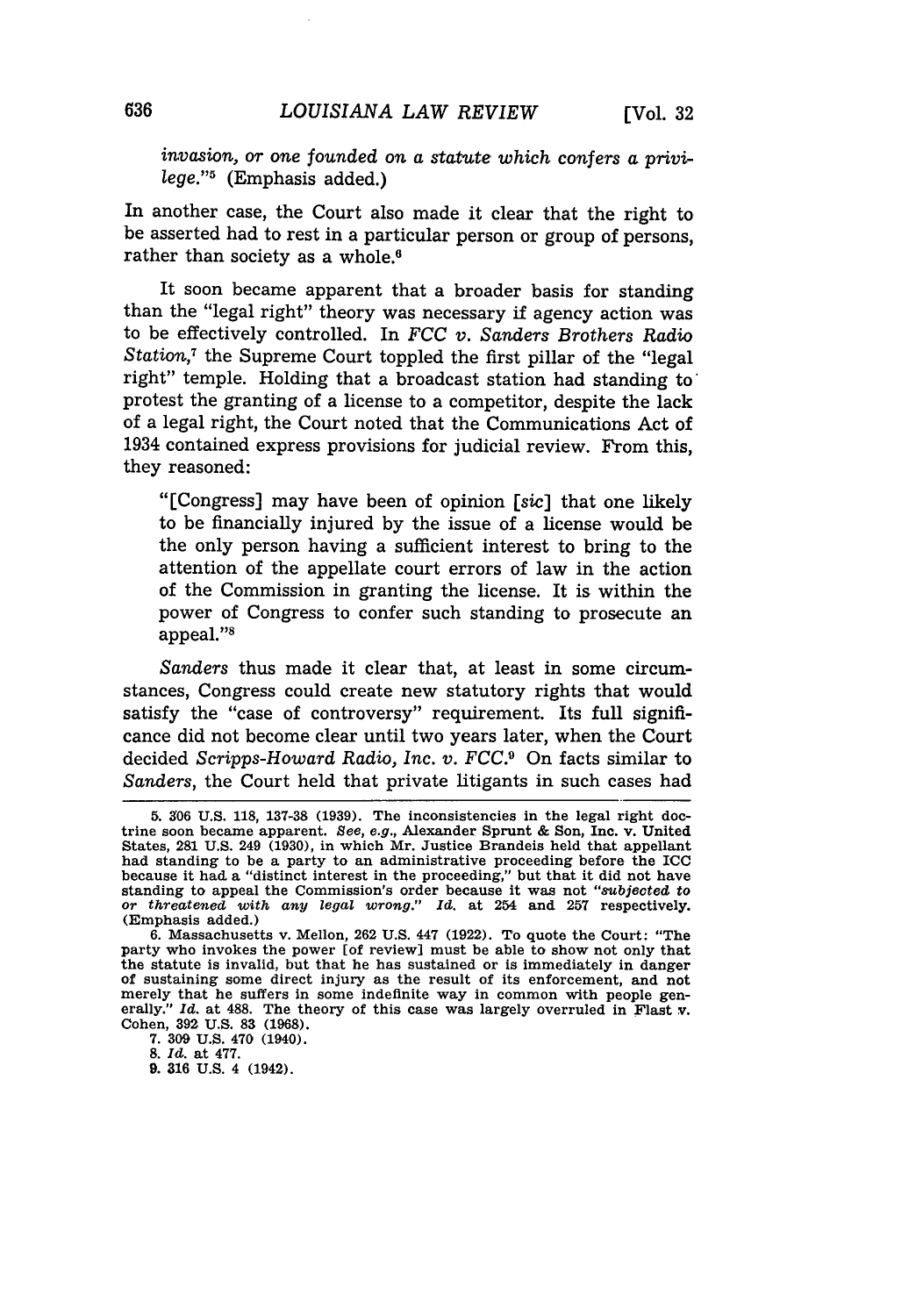*invasion, or one founded on a statute which confers a privilege.*"[5] (Emphasis added.)

In another case, the Court also made it clear that the right to be asserted had to rest in a particular person or group of persons, rather than society as a whole.[6]

It soon became apparent that a broader basis for standing than the "legal right" theory was necessary if agency action was to be effectively controlled. In *FCC v. Sanders Brothers Radio Station*,[7] the Supreme Court toppled the first pillar of the "legal right" temple. Holding that a broadcast station had standing to protest the granting of a license to a competitor, despite the lack of a legal right, the Court noted that the Communications Act of 1934 contained express provisions for judicial review. From this, they reasoned:

> "[Congress] may have been of opinion [*sic*] that one likely to be financially injured by the issue of a license would be the only person having a sufficient interest to bring to the attention of the appellate court errors of law in the action of the Commission in granting the license. It is within the power of Congress to confer such standing to prosecute an appeal."[8]

*Sanders* thus made it clear that, at least in some circumstances, Congress could create new statutory rights that would satisfy the "case of controversy" requirement. Its full significance did not become clear until two years later, when the Court decided *Scripps-Howard Radio, Inc. v. FCC*.[9] On facts similar to *Sanders*, the Court held that private litigants in such cases had

---

5. 306 U.S. 118, 137-38 (1939). The inconsistencies in the legal right doctrine soon became apparent. *See, e.g.*, Alexander Sprunt & Son, Inc. v. United States, 281 U.S. 249 (1930), in which Mr. Justice Brandeis held that appellant had standing to be a party to an administrative proceeding before the ICC because it had a "distinct interest in the proceeding," but that it did not have standing to appeal the Commission's order because it was not "*subjected to or threatened with any legal wrong.*" *Id.* at 254 and 257 respectively. (Emphasis added.)

6. Massachusetts v. Mellon, 262 U.S. 447 (1922). To quote the Court: "The party who invokes the power [of review] must be able to show not only that the statute is invalid, but that he has sustained or is immediately in danger of sustaining some direct injury as the result of its enforcement, and not merely that he suffers in some indefinite way in common with people generally." *Id.* at 488. The theory of this case was largely overruled in Flast v. Cohen, 392 U.S. 83 (1968).

7. 309 U.S. 470 (1940).

8. *Id.* at 477.

9. 316 U.S. 4 (1942).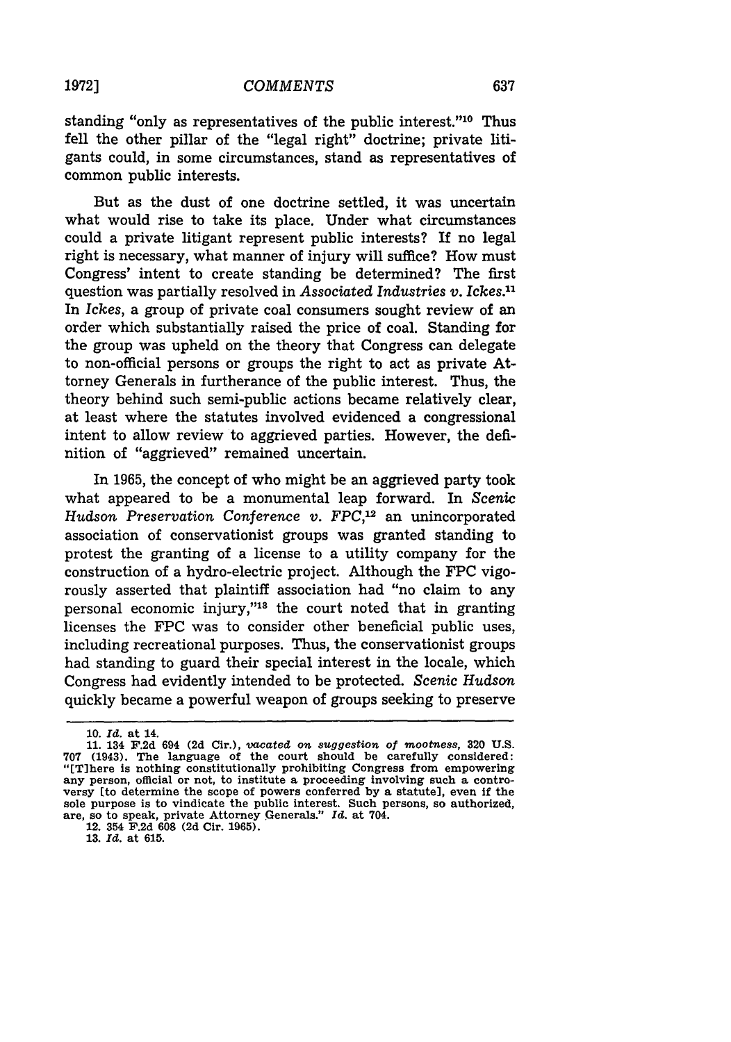standing "only as representatives of the public interest."[10] Thus fell the other pillar of the "legal right" doctrine; private litigants could, in some circumstances, stand as representatives of common public interests.

But as the dust of one doctrine settled, it was uncertain what would rise to take its place. Under what circumstances could a private litigant represent public interests? If no legal right is necessary, what manner of injury will suffice? How must Congress' intent to create standing be determined? The first question was partially resolved in *Associated Industries v. Ickes.*[11] In *Ickes*, a group of private coal consumers sought review of an order which substantially raised the price of coal. Standing for the group was upheld on the theory that Congress can delegate to non-official persons or groups the right to act as private Attorney Generals in furtherance of the public interest. Thus, the theory behind such semi-public actions became relatively clear, at least where the statutes involved evidenced a congressional intent to allow review to aggrieved parties. However, the definition of "aggrieved" remained uncertain.

In 1965, the concept of who might be an aggrieved party took what appeared to be a monumental leap forward. In *Scenic Hudson Preservation Conference v. FPC*,[12] an unincorporated association of conservationist groups was granted standing to protest the granting of a license to a utility company for the construction of a hydro-electric project. Although the FPC vigorously asserted that plaintiff association had "no claim to any personal economic injury,"[13] the court noted that in granting licenses the FPC was to consider other beneficial public uses, including recreational purposes. Thus, the conservationist groups had standing to guard their special interest in the locale, which Congress had evidently intended to be protected. *Scenic Hudson* quickly became a powerful weapon of groups seeking to preserve

---

10. *Id.* at 14.

11. 134 F.2d 694 (2d Cir.), *vacated on suggestion of mootness*, 320 U.S. 707 (1943). The language of the court should be carefully considered: "[T]here is nothing constitutionally prohibiting Congress from empowering any person, official or not, to institute a proceeding involving such a controversy [to determine the scope of powers conferred by a statute], even if the sole purpose is to vindicate the public interest. Such persons, so authorized, are, so to speak, private Attorney Generals." *Id.* at 704.

12. 354 F.2d 608 (2d Cir. 1965).

13. *Id.* at 615.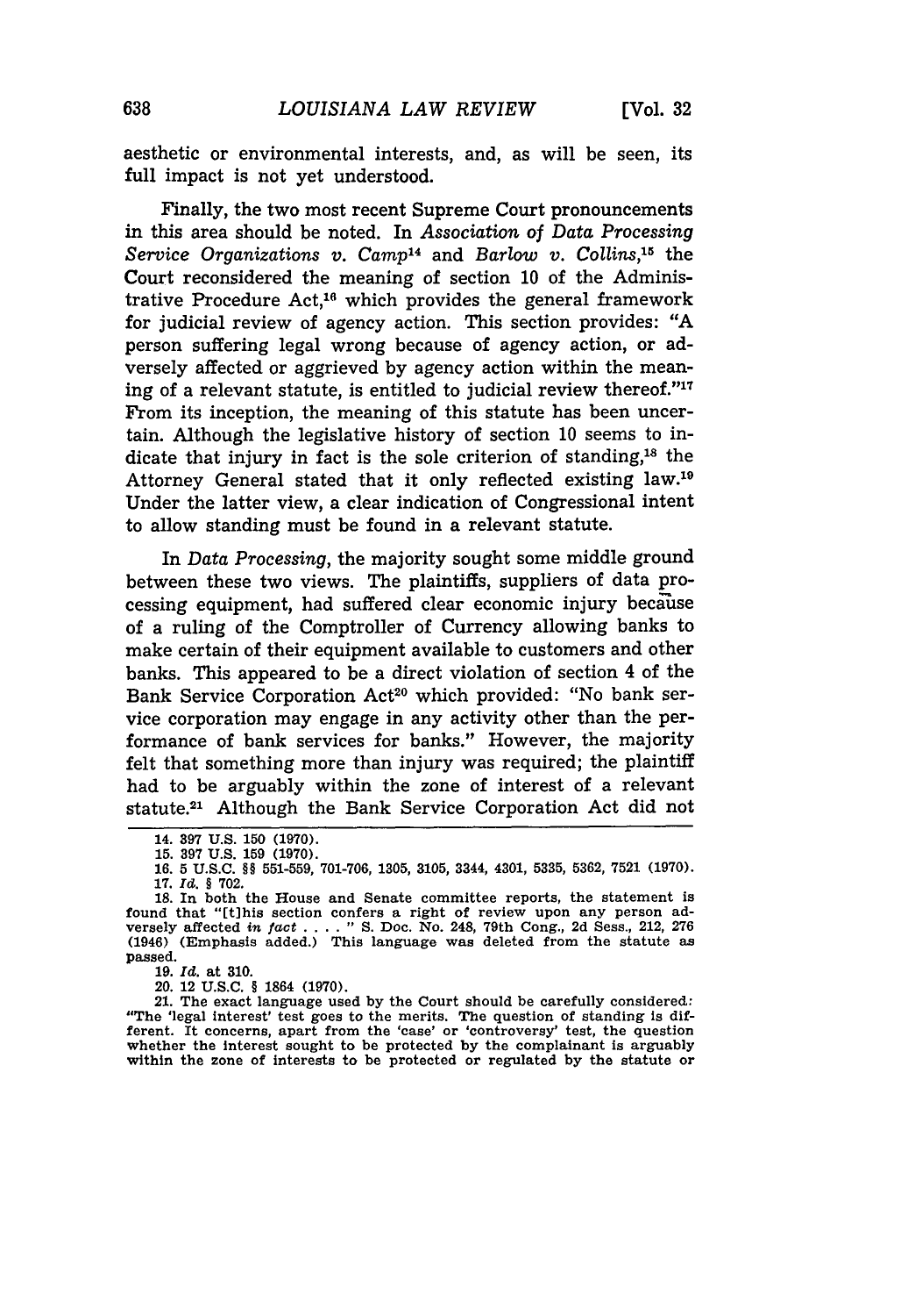aesthetic or environmental interests, and, as will be seen, its full impact is not yet understood.

Finally, the two most recent Supreme Court pronouncements in this area should be noted. In *Association of Data Processing Service Organizations v. Camp*[14] and *Barlow v. Collins*,[15] the Court reconsidered the meaning of section 10 of the Administrative Procedure Act,[16] which provides the general framework for judicial review of agency action. This section provides: "A person suffering legal wrong because of agency action, or adversely affected or aggrieved by agency action within the meaning of a relevant statute, is entitled to judicial review thereof."[17] From its inception, the meaning of this statute has been uncertain. Although the legislative history of section 10 seems to indicate that injury in fact is the sole criterion of standing,[18] the Attorney General stated that it only reflected existing law.[19] Under the latter view, a clear indication of Congressional intent to allow standing must be found in a relevant statute.

In *Data Processing*, the majority sought some middle ground between these two views. The plaintiffs, suppliers of data processing equipment, had suffered clear economic injury because of a ruling of the Comptroller of Currency allowing banks to make certain of their equipment available to customers and other banks. This appeared to be a direct violation of section 4 of the Bank Service Corporation Act[20] which provided: "No bank service corporation may engage in any activity other than the performance of bank services for banks." However, the majority felt that something more than injury was required; the plaintiff had to be arguably within the zone of interest of a relevant statute.[21] Although the Bank Service Corporation Act did not

---

14. 397 U.S. 150 (1970).

15. 397 U.S. 159 (1970).

16. 5 U.S.C. §§ 551-559, 701-706, 1305, 3105, 3344, 4301, 5335, 5362, 7521 (1970).

17. *Id.* § 702.

18. In both the House and Senate committee reports, the statement is found that "[t]his section confers a right of review upon any person adversely affected *in fact* . . . . " S. Doc. No. 248, 79th Cong., 2d Sess., 212, 276 (1946) (Emphasis added.) This language was deleted from the statute as passed.

19. *Id.* at 310.

20. 12 U.S.C. § 1864 (1970).

21. The exact language used by the Court should be carefully considered: "The 'legal interest' test goes to the merits. The question of standing is different. It concerns, apart from the 'case' or 'controversy' test, the question whether the interest sought to be protected by the complainant is arguably within the zone of interests to be protected or regulated by the statute or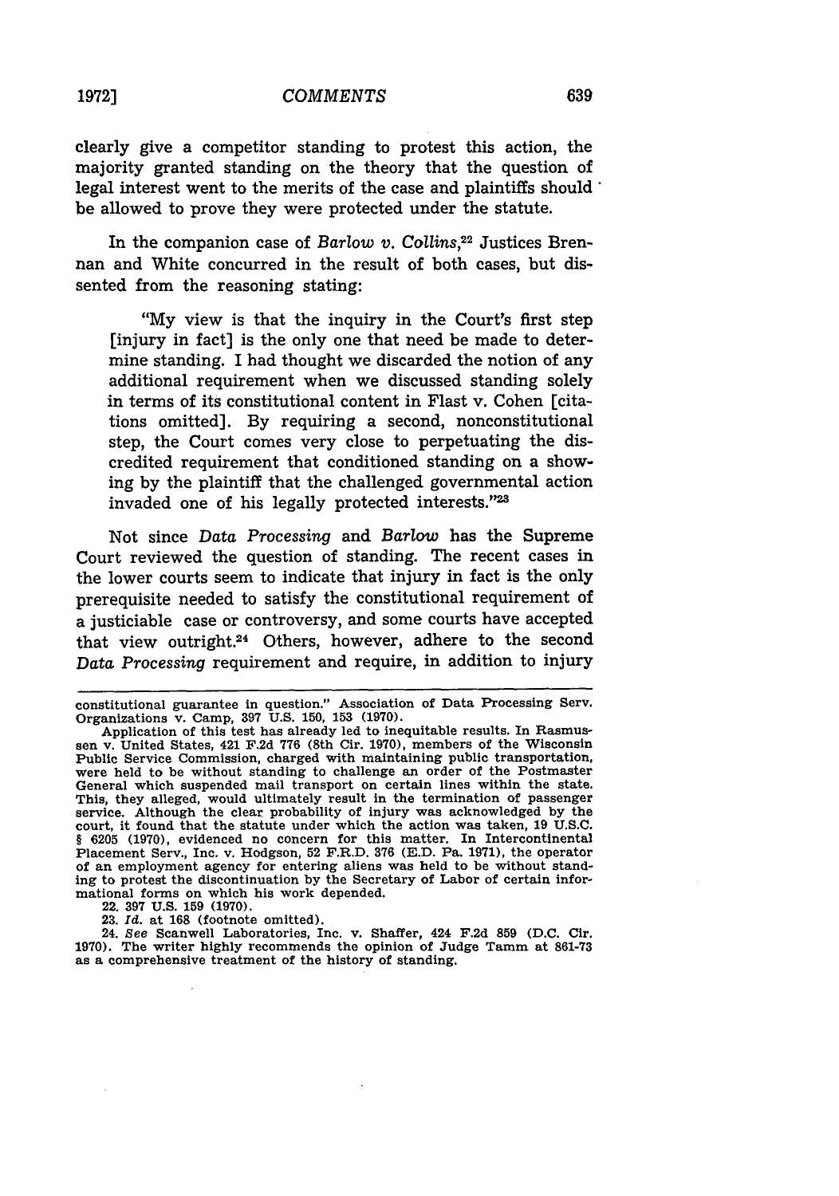clearly give a competitor standing to protest this action, the majority granted standing on the theory that the question of legal interest went to the merits of the case and plaintiffs should be allowed to prove they were protected under the statute.

In the companion case of *Barlow v. Collins*,[22] Justices Brennan and White concurred in the result of both cases, but dissented from the reasoning stating:

> "My view is that the inquiry in the Court's first step [injury in fact] is the only one that need be made to determine standing. I had thought we discarded the notion of any additional requirement when we discussed standing solely in terms of its constitutional content in Flast v. Cohen [citations omitted]. By requiring a second, nonconstitutional step, the Court comes very close to perpetuating the discredited requirement that conditioned standing on a showing by the plaintiff that the challenged governmental action invaded one of his legally protected interests."[23]

Not since *Data Processing* and *Barlow* has the Supreme Court reviewed the question of standing. The recent cases in the lower courts seem to indicate that injury in fact is the only prerequisite needed to satisfy the constitutional requirement of a justiciable case or controversy, and some courts have accepted that view outright.[24] Others, however, adhere to the second *Data Processing* requirement and require, in addition to injury

---

constitutional guarantee in question." Association of Data Processing Serv. Organizations v. Camp, 397 U.S. 150, 153 (1970).

Application of this test has already led to inequitable results. In Rasmussen v. United States, 421 F.2d 776 (8th Cir. 1970), members of the Wisconsin Public Service Commission, charged with maintaining public transportation, were held to be without standing to challenge an order of the Postmaster General which suspended mail transport on certain lines within the state. This, they alleged, would ultimately result in the termination of passenger service. Although the clear probability of injury was acknowledged by the court, it found that the statute under which the action was taken, 19 U.S.C. § 6205 (1970), evidenced no concern for this matter. In Intercontinental Placement Serv., Inc. v. Hodgson, 52 F.R.D. 376 (E.D. Pa. 1971), the operator of an employment agency for entering aliens was held to be without standing to protest the discontinuation by the Secretary of Labor of certain informational forms on which his work depended.

22. 397 U.S. 159 (1970).

23. *Id.* at 168 (footnote omitted).

24. *See* Scanwell Laboratories, Inc. v. Shaffer, 424 F.2d 859 (D.C. Cir. 1970). The writer highly recommends the opinion of Judge Tamm at 861-73 as a comprehensive treatment of the history of standing.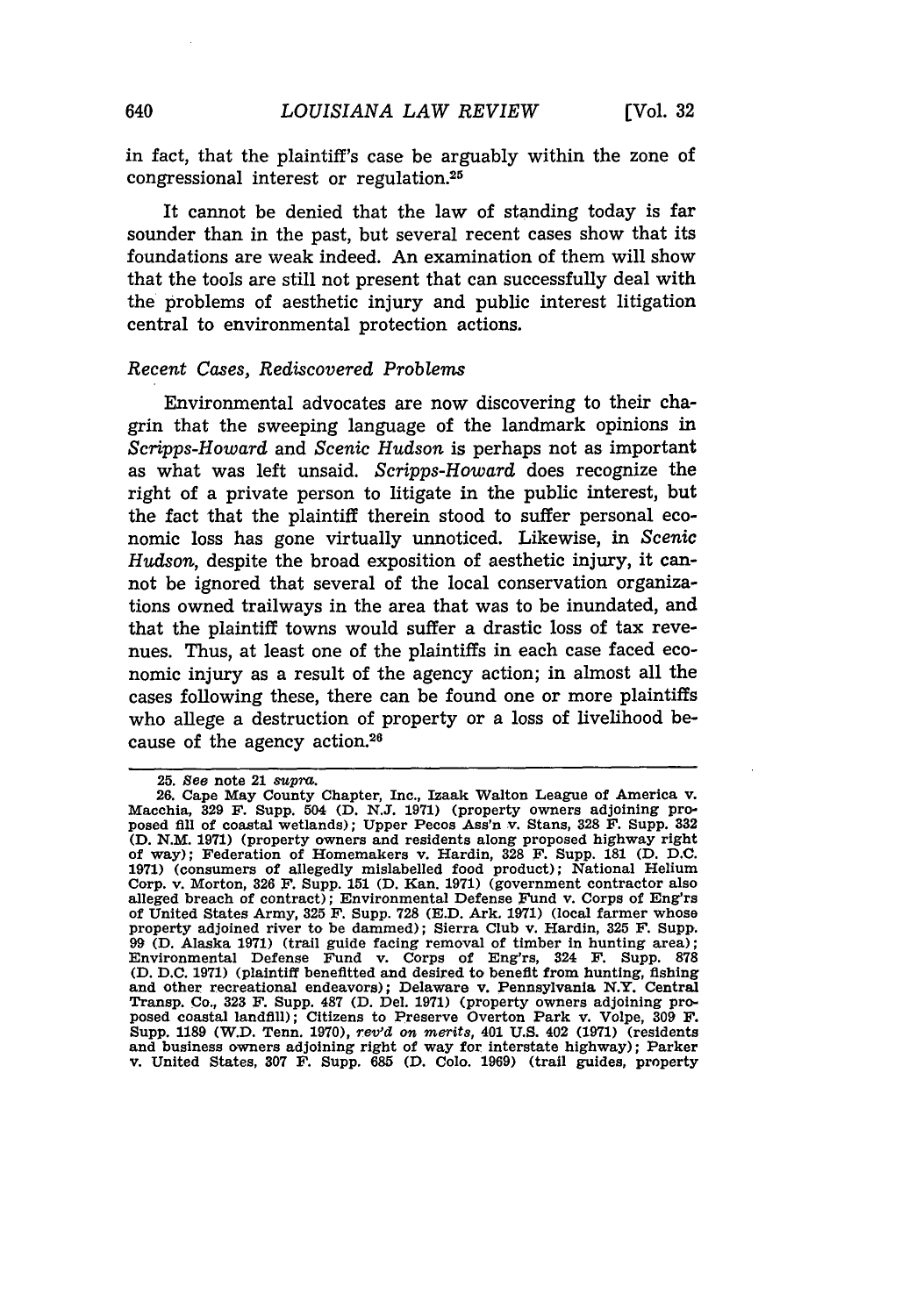in fact, that the plaintiff's case be arguably within the zone of congressional interest or regulation.[25]

It cannot be denied that the law of standing today is far sounder than in the past, but several recent cases show that its foundations are weak indeed. An examination of them will show that the tools are still not present that can successfully deal with the problems of aesthetic injury and public interest litigation central to environmental protection actions.

### *Recent Cases, Rediscovered Problems*

Environmental advocates are now discovering to their chagrin that the sweeping language of the landmark opinions in *Scripps-Howard* and *Scenic Hudson* is perhaps not as important as what was left unsaid. *Scripps-Howard* does recognize the right of a private person to litigate in the public interest, but the fact that the plaintiff therein stood to suffer personal economic loss has gone virtually unnoticed. Likewise, in *Scenic Hudson*, despite the broad exposition of aesthetic injury, it cannot be ignored that several of the local conservation organizations owned trailways in the area that was to be inundated, and that the plaintiff towns would suffer a drastic loss of tax revenues. Thus, at least one of the plaintiffs in each case faced economic injury as a result of the agency action; in almost all the cases following these, there can be found one or more plaintiffs who allege a destruction of property or a loss of livelihood because of the agency action.[26]

---

25. *See* note 21 *supra*.

26. Cape May County Chapter, Inc., Izaak Walton League of America v. Macchia, 329 F. Supp. 504 (D. N.J. 1971) (property owners adjoining proposed fill of coastal wetlands); Upper Pecos Ass'n v. Stans, 328 F. Supp. 332 (D. N.M. 1971) (property owners and residents along proposed highway right of way); Federation of Homemakers v. Hardin, 328 F. Supp. 181 (D. D.C. 1971) (consumers of allegedly mislabelled food product); National Helium Corp. v. Morton, 326 F. Supp. 151 (D. Kan. 1971) (government contractor also alleged breach of contract); Environmental Defense Fund v. Corps of Eng'rs of United States Army, 325 F. Supp. 728 (E.D. Ark. 1971) (local farmer whose property adjoined river to be dammed); Sierra Club v. Hardin, 325 F. Supp. 99 (D. Alaska 1971) (trail guide facing removal of timber in hunting area); Environmental Defense Fund v. Corps of Eng'rs, 324 F. Supp. 878 (D. D.C. 1971) (plaintiff benefitted and desired to benefit from hunting, fishing and other recreational endeavors); Delaware v. Pennsylvania N.Y. Central Transp. Co., 323 F. Supp. 487 (D. Del. 1971) (property owners adjoining proposed coastal landfill); Citizens to Preserve Overton Park v. Volpe, 309 F. Supp. 1189 (W.D. Tenn. 1970), *rev'd on merits*, 401 U.S. 402 (1971) (residents and business owners adjoining right of way for interstate highway); Parker v. United States, 307 F. Supp. 685 (D. Colo. 1969) (trail guides, property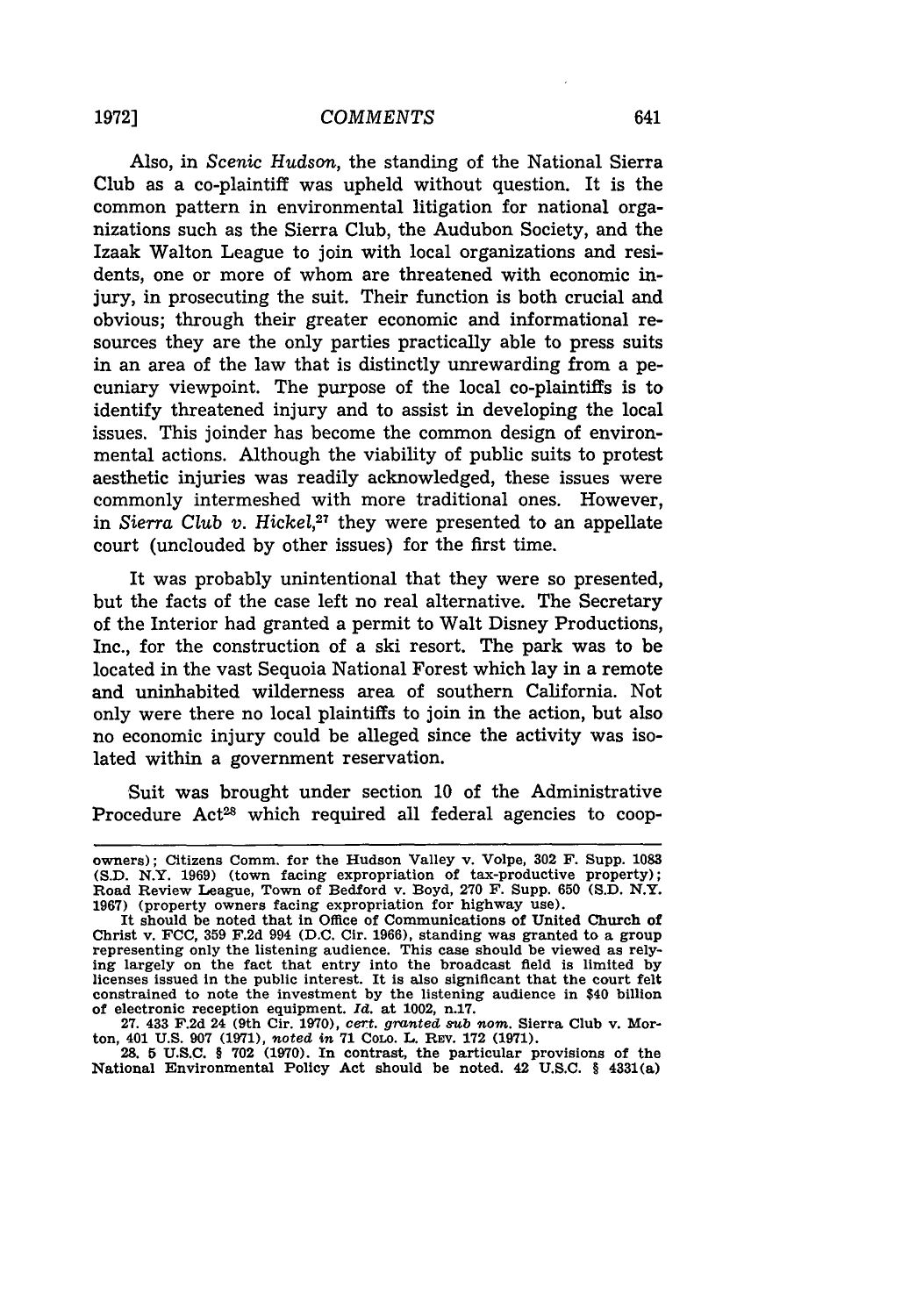Also, in *Scenic Hudson*, the standing of the National Sierra Club as a co-plaintiff was upheld without question. It is the common pattern in environmental litigation for national organizations such as the Sierra Club, the Audubon Society, and the Izaak Walton League to join with local organizations and residents, one or more of whom are threatened with economic injury, in prosecuting the suit. Their function is both crucial and obvious; through their greater economic and informational resources they are the only parties practically able to press suits in an area of the law that is distinctly unrewarding from a pecuniary viewpoint. The purpose of the local co-plaintiffs is to identify threatened injury and to assist in developing the local issues. This joinder has become the common design of environmental actions. Although the viability of public suits to protest aesthetic injuries was readily acknowledged, these issues were commonly intermeshed with more traditional ones. However, in *Sierra Club v. Hickel*,[27] they were presented to an appellate court (unclouded by other issues) for the first time.

It was probably unintentional that they were so presented, but the facts of the case left no real alternative. The Secretary of the Interior had granted a permit to Walt Disney Productions, Inc., for the construction of a ski resort. The park was to be located in the vast Sequoia National Forest which lay in a remote and uninhabited wilderness area of southern California. Not only were there no local plaintiffs to join in the action, but also no economic injury could be alleged since the activity was isolated within a government reservation.

Suit was brought under section 10 of the Administrative Procedure Act[28] which required all federal agencies to coop-

---

owners); Citizens Comm. for the Hudson Valley v. Volpe, 302 F. Supp. 1083 (S.D. N.Y. 1969) (town facing expropriation of tax-productive property); Road Review League, Town of Bedford v. Boyd, 270 F. Supp. 650 (S.D. N.Y. 1967) (property owners facing expropriation for highway use).

It should be noted that in Office of Communications of United Church of Christ v. FCC, 359 F.2d 994 (D.C. Cir. 1966), standing was granted to a group representing only the listening audience. This case should be viewed as relying largely on the fact that entry into the broadcast field is limited by licenses issued in the public interest. It is also significant that the court felt constrained to note the investment by the listening audience in $40 billion of electronic reception equipment. *Id.* at 1002, n.17.

27. 433 F.2d 24 (9th Cir. 1970), *cert. granted sub nom.* Sierra Club v. Morton, 401 U.S. 907 (1971), *noted in* 71 COLO. L. REV. 172 (1971).

28. 5 U.S.C. § 702 (1970). In contrast, the particular provisions of the National Environmental Policy Act should be noted. 42 U.S.C. § 4331(a)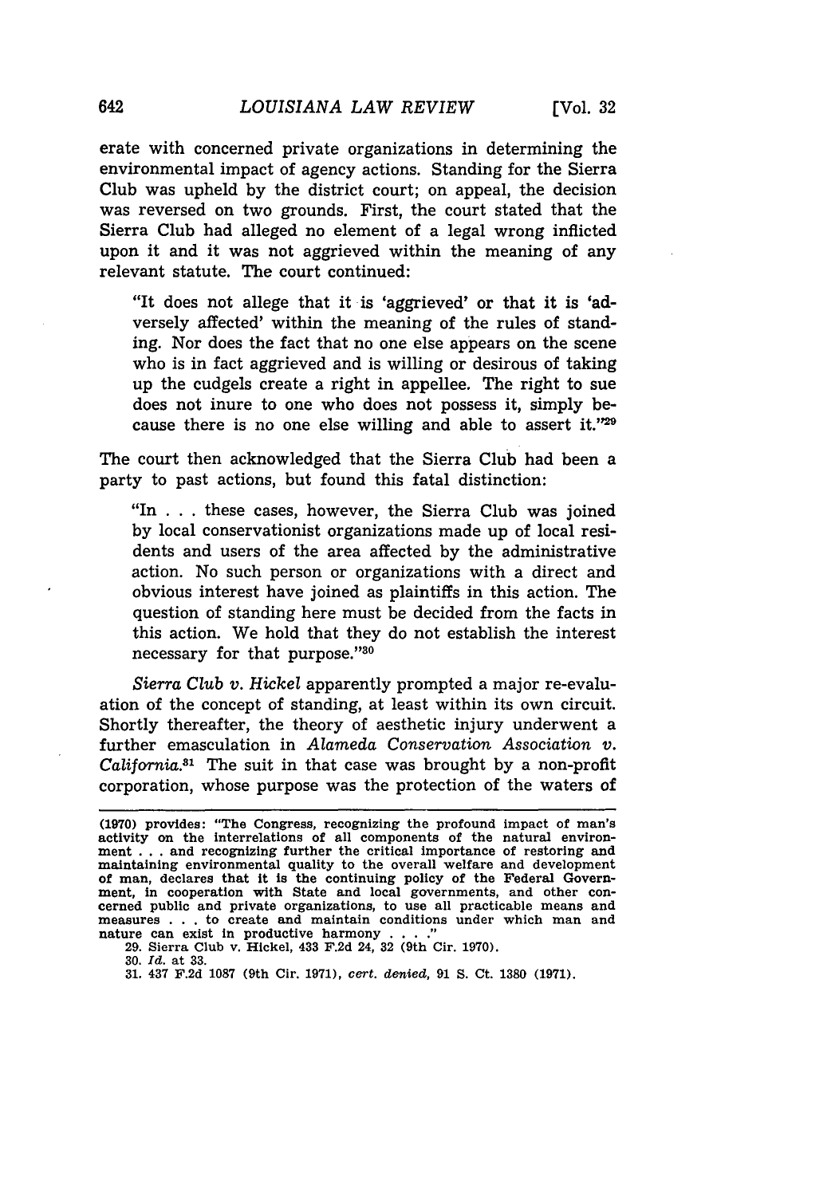erate with concerned private organizations in determining the environmental impact of agency actions. Standing for the Sierra Club was upheld by the district court; on appeal, the decision was reversed on two grounds. First, the court stated that the Sierra Club had alleged no element of a legal wrong inflicted upon it and it was not aggrieved within the meaning of any relevant statute. The court continued:

> "It does not allege that it is 'aggrieved' or that it is 'adversely affected' within the meaning of the rules of standing. Nor does the fact that no one else appears on the scene who is in fact aggrieved and is willing or desirous of taking up the cudgels create a right in appellee. The right to sue does not inure to one who does not possess it, simply because there is no one else willing and able to assert it."[29]

The court then acknowledged that the Sierra Club had been a party to past actions, but found this fatal distinction:

> "In . . . these cases, however, the Sierra Club was joined by local conservationist organizations made up of local residents and users of the area affected by the administrative action. No such person or organizations with a direct and obvious interest have joined as plaintiffs in this action. The question of standing here must be decided from the facts in this action. We hold that they do not establish the interest necessary for that purpose."[30]

*Sierra Club v. Hickel* apparently prompted a major re-evaluation of the concept of standing, at least within its own circuit. Shortly thereafter, the theory of aesthetic injury underwent a further emasculation in *Alameda Conservation Association v. California*.[31] The suit in that case was brought by a non-profit corporation, whose purpose was the protection of the waters of

---

(1970) provides: "The Congress, recognizing the profound impact of man's activity on the interrelations of all components of the natural environment . . . and recognizing further the critical importance of restoring and maintaining environmental quality to the overall welfare and development of man, declares that it is the continuing policy of the Federal Government, in cooperation with State and local governments, and other concerned public and private organizations, to use all practicable means and measures . . . to create and maintain conditions under which man and nature can exist in productive harmony . . . ."

29. Sierra Club v. Hickel, 433 F.2d 24, 32 (9th Cir. 1970).

30. *Id.* at 33.

31. 437 F.2d 1087 (9th Cir. 1971), *cert. denied*, 91 S. Ct. 1380 (1971).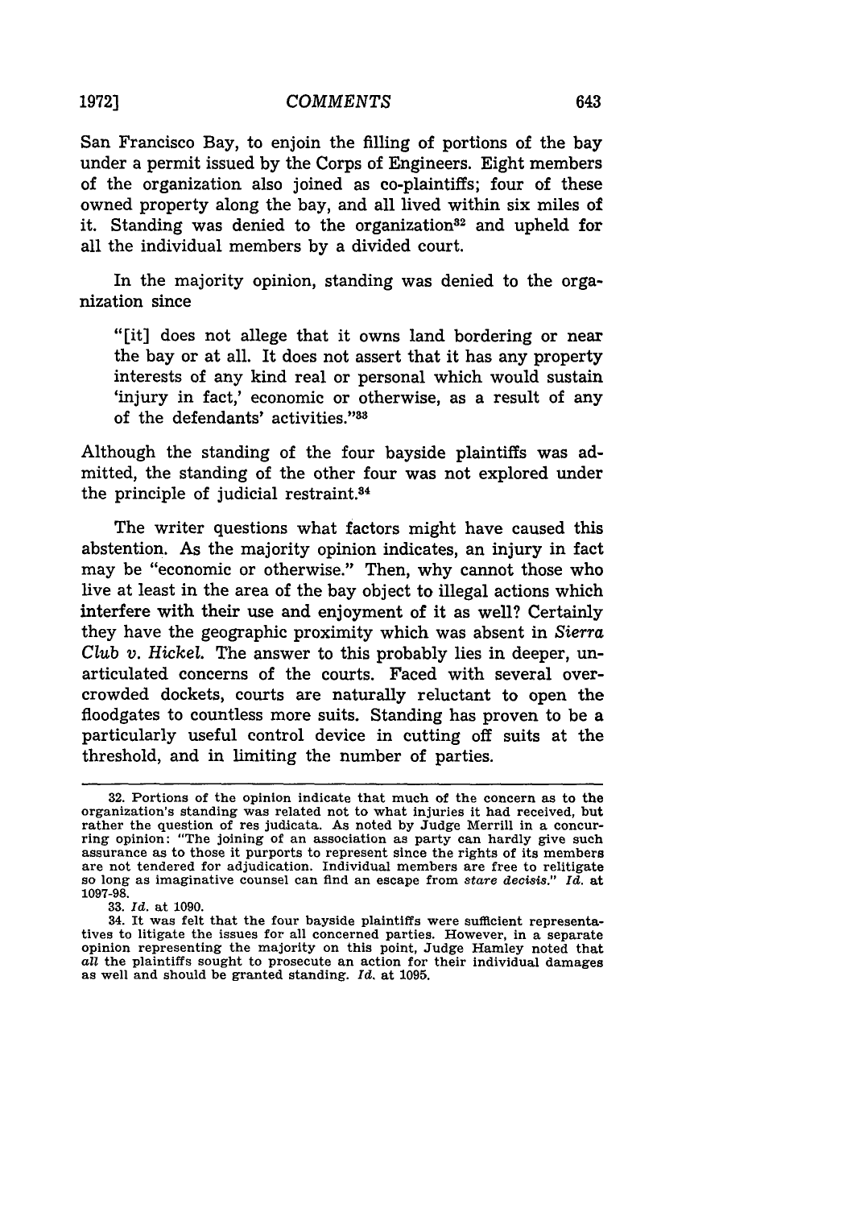San Francisco Bay, to enjoin the filling of portions of the bay under a permit issued by the Corps of Engineers. Eight members of the organization also joined as co-plaintiffs; four of these owned property along the bay, and all lived within six miles of it. Standing was denied to the organization[32] and upheld for all the individual members by a divided court.

In the majority opinion, standing was denied to the organization since

> "[it] does not allege that it owns land bordering or near the bay or at all. It does not assert that it has any property interests of any kind real or personal which would sustain 'injury in fact,' economic or otherwise, as a result of any of the defendants' activities."[33]

Although the standing of the four bayside plaintiffs was admitted, the standing of the other four was not explored under the principle of judicial restraint.[34]

The writer questions what factors might have caused this abstention. As the majority opinion indicates, an injury in fact may be "economic or otherwise." Then, why cannot those who live at least in the area of the bay object to illegal actions which interfere with their use and enjoyment of it as well? Certainly they have the geographic proximity which was absent in *Sierra Club v. Hickel.* The answer to this probably lies in deeper, unarticulated concerns of the courts. Faced with several overcrowded dockets, courts are naturally reluctant to open the floodgates to countless more suits. Standing has proven to be a particularly useful control device in cutting off suits at the threshold, and in limiting the number of parties.

---

32. Portions of the opinion indicate that much of the concern as to the organization's standing was related not to what injuries it had received, but rather the question of res judicata. As noted by Judge Merrill in a concurring opinion: "The joining of an association as party can hardly give such assurance as to those it purports to represent since the rights of its members are not tendered for adjudication. Individual members are free to relitigate so long as imaginative counsel can find an escape from *stare decisis.*" *Id.* at 1097-98.

33. *Id.* at 1090.

34. It was felt that the four bayside plaintiffs were sufficient representatives to litigate the issues for all concerned parties. However, in a separate opinion representing the majority on this point, Judge Hamley noted that *all* the plaintiffs sought to prosecute an action for their individual damages as well and should be granted standing. *Id.* at 1095.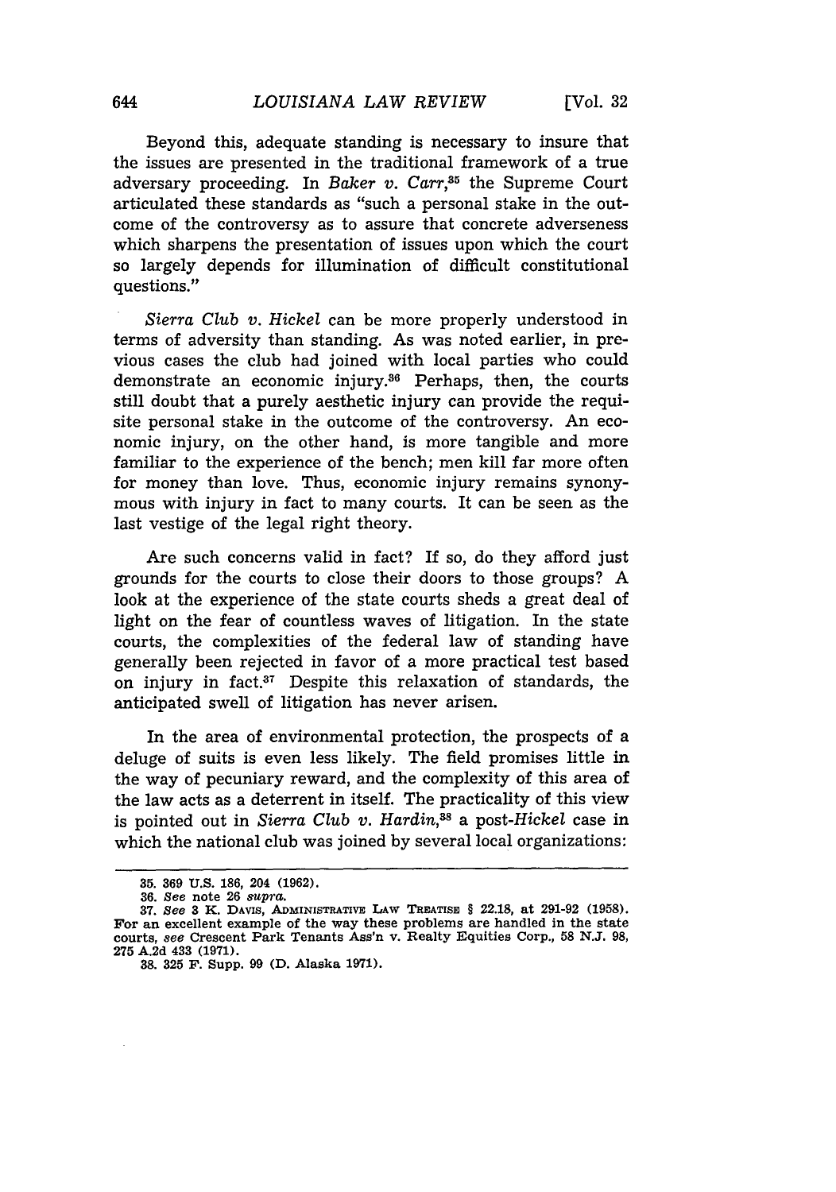Beyond this, adequate standing is necessary to insure that the issues are presented in the traditional framework of a true adversary proceeding. In *Baker v. Carr*,[35] the Supreme Court articulated these standards as "such a personal stake in the outcome of the controversy as to assure that concrete adverseness which sharpens the presentation of issues upon which the court so largely depends for illumination of difficult constitutional questions."

*Sierra Club v. Hickel* can be more properly understood in terms of adversity than standing. As was noted earlier, in previous cases the club had joined with local parties who could demonstrate an economic injury.[36] Perhaps, then, the courts still doubt that a purely aesthetic injury can provide the requisite personal stake in the outcome of the controversy. An economic injury, on the other hand, is more tangible and more familiar to the experience of the bench; men kill far more often for money than love. Thus, economic injury remains synonymous with injury in fact to many courts. It can be seen as the last vestige of the legal right theory.

Are such concerns valid in fact? If so, do they afford just grounds for the courts to close their doors to those groups? A look at the experience of the state courts sheds a great deal of light on the fear of countless waves of litigation. In the state courts, the complexities of the federal law of standing have generally been rejected in favor of a more practical test based on injury in fact.[37] Despite this relaxation of standards, the anticipated swell of litigation has never arisen.

In the area of environmental protection, the prospects of a deluge of suits is even less likely. The field promises little in the way of pecuniary reward, and the complexity of this area of the law acts as a deterrent in itself. The practicality of this view is pointed out in *Sierra Club v. Hardin*,[38] a post-*Hickel* case in which the national club was joined by several local organizations:

---

35. 369 U.S. 186, 204 (1962).

36. *See* note 26 *supra*.

37. *See* 3 K. Davis, Administrative Law Treatise § 22.18, at 291-92 (1958). For an excellent example of the way these problems are handled in the state courts, *see* Crescent Park Tenants Ass'n v. Realty Equities Corp., 58 N.J. 98, 275 A.2d 433 (1971).

38. 325 F. Supp. 99 (D. Alaska 1971).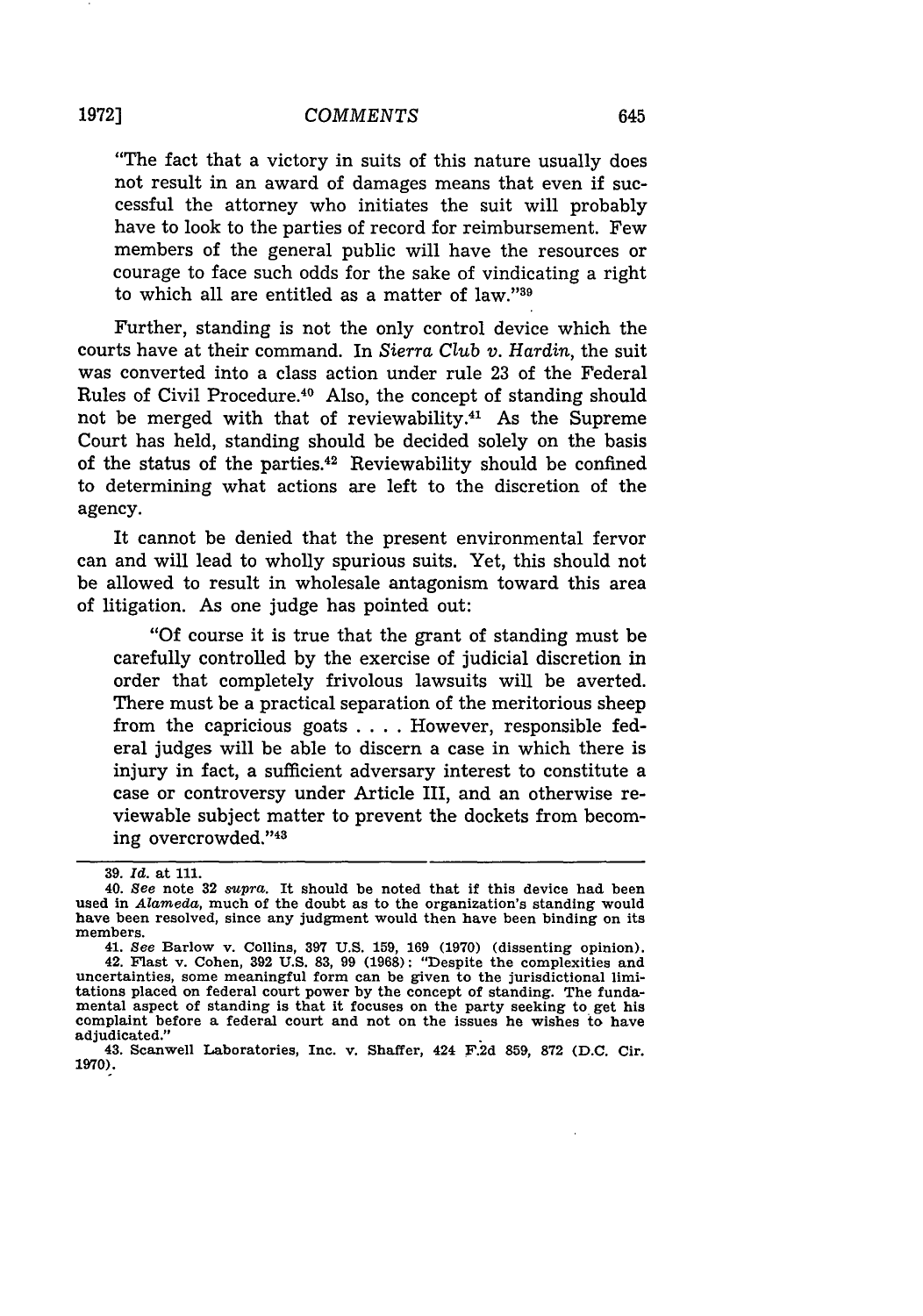"The fact that a victory in suits of this nature usually does not result in an award of damages means that even if successful the attorney who initiates the suit will probably have to look to the parties of record for reimbursement. Few members of the general public will have the resources or courage to face such odds for the sake of vindicating a right to which all are entitled as a matter of law."[39]

Further, standing is not the only control device which the courts have at their command. In *Sierra Club v. Hardin*, the suit was converted into a class action under rule 23 of the Federal Rules of Civil Procedure.[40] Also, the concept of standing should not be merged with that of reviewability.[41] As the Supreme Court has held, standing should be decided solely on the basis of the status of the parties.[42] Reviewability should be confined to determining what actions are left to the discretion of the agency.

It cannot be denied that the present environmental fervor can and will lead to wholly spurious suits. Yet, this should not be allowed to result in wholesale antagonism toward this area of litigation. As one judge has pointed out:

> "Of course it is true that the grant of standing must be carefully controlled by the exercise of judicial discretion in order that completely frivolous lawsuits will be averted. There must be a practical separation of the meritorious sheep from the capricious goats . . . . However, responsible federal judges will be able to discern a case in which there is injury in fact, a sufficient adversary interest to constitute a case or controversy under Article III, and an otherwise reviewable subject matter to prevent the dockets from becoming overcrowded."[43]

---

39. *Id.* at 111.

40. *See* note 32 *supra*. It should be noted that if this device had been used in *Alameda*, much of the doubt as to the organization's standing would have been resolved, since any judgment would then have been binding on its members.

41. *See* Barlow v. Collins, 397 U.S. 159, 169 (1970) (dissenting opinion).

42. Flast v. Cohen, 392 U.S. 83, 99 (1968): "Despite the complexities and uncertainties, some meaningful form can be given to the jurisdictional limitations placed on federal court power by the concept of standing. The fundamental aspect of standing is that it focuses on the party seeking to get his complaint before a federal court and not on the issues he wishes to have adjudicated."

43. Scanwell Laboratories, Inc. v. Shaffer, 424 F.2d 859, 872 (D.C. Cir. 1970).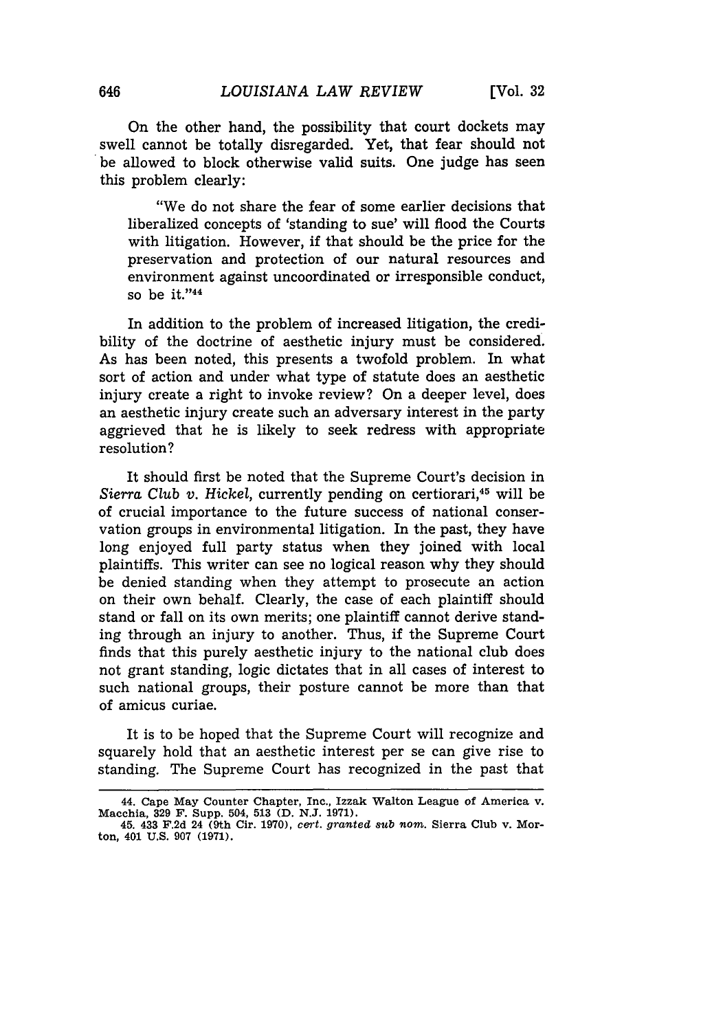On the other hand, the possibility that court dockets may swell cannot be totally disregarded. Yet, that fear should not be allowed to block otherwise valid suits. One judge has seen this problem clearly:

> "We do not share the fear of some earlier decisions that liberalized concepts of 'standing to sue' will flood the Courts with litigation. However, if that should be the price for the preservation and protection of our natural resources and environment against uncoordinated or irresponsible conduct, so be it."[44]

In addition to the problem of increased litigation, the credibility of the doctrine of aesthetic injury must be considered. As has been noted, this presents a twofold problem. In what sort of action and under what type of statute does an aesthetic injury create a right to invoke review? On a deeper level, does an aesthetic injury create such an adversary interest in the party aggrieved that he is likely to seek redress with appropriate resolution?

It should first be noted that the Supreme Court's decision in *Sierra Club v. Hickel*, currently pending on certiorari,[45] will be of crucial importance to the future success of national conservation groups in environmental litigation. In the past, they have long enjoyed full party status when they joined with local plaintiffs. This writer can see no logical reason why they should be denied standing when they attempt to prosecute an action on their own behalf. Clearly, the case of each plaintiff should stand or fall on its own merits; one plaintiff cannot derive standing through an injury to another. Thus, if the Supreme Court finds that this purely aesthetic injury to the national club does not grant standing, logic dictates that in all cases of interest to such national groups, their posture cannot be more than that of amicus curiae.

It is to be hoped that the Supreme Court will recognize and squarely hold that an aesthetic interest per se can give rise to standing. The Supreme Court has recognized in the past that

---

44. Cape May Counter Chapter, Inc., Izzak Walton League of America v. Macchia, 329 F. Supp. 504, 513 (D. N.J. 1971).

45. 433 F.2d 24 (9th Cir. 1970), *cert. granted sub nom.* Sierra Club v. Morton, 401 U.S. 907 (1971).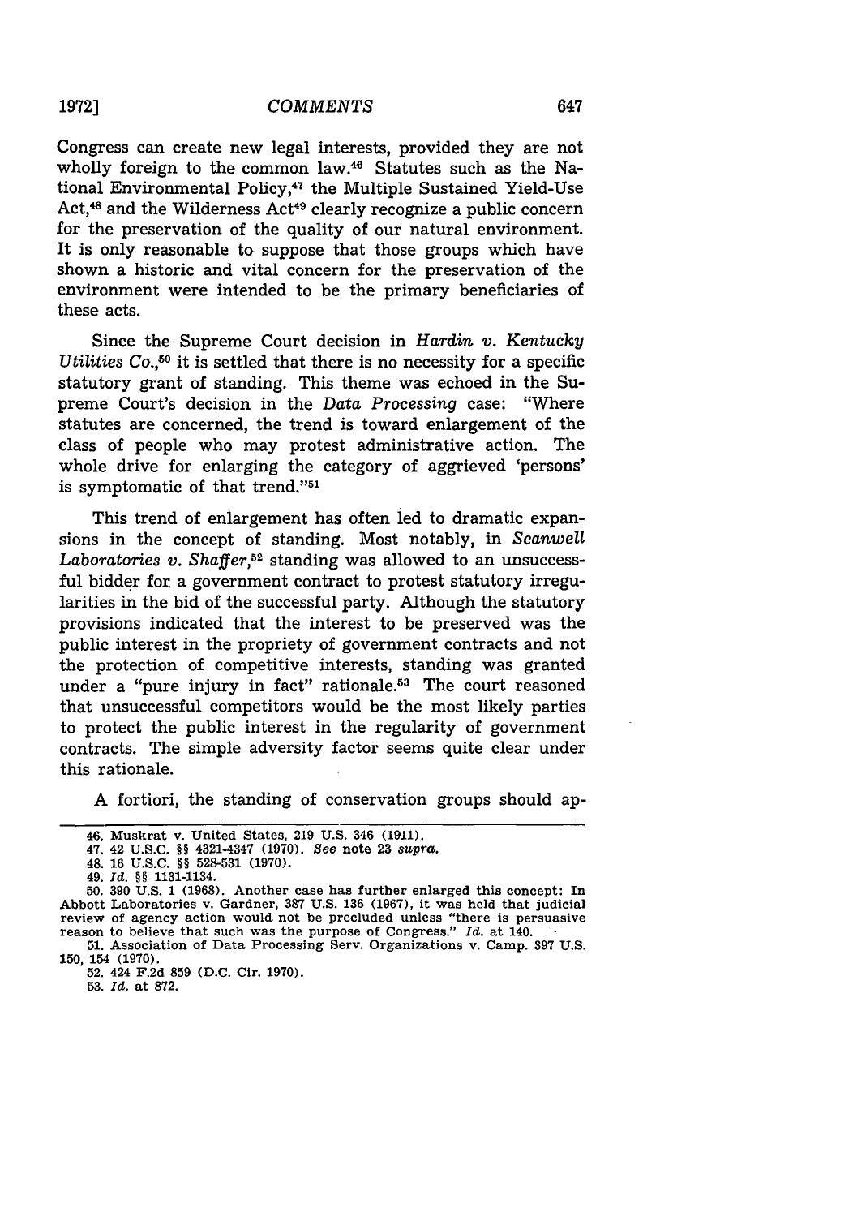Congress can create new legal interests, provided they are not wholly foreign to the common law.[46] Statutes such as the National Environmental Policy,[47] the Multiple Sustained Yield-Use Act,[48] and the Wilderness Act[49] clearly recognize a public concern for the preservation of the quality of our natural environment. It is only reasonable to suppose that those groups which have shown a historic and vital concern for the preservation of the environment were intended to be the primary beneficiaries of these acts.

Since the Supreme Court decision in *Hardin v. Kentucky Utilities Co.*,[50] it is settled that there is no necessity for a specific statutory grant of standing. This theme was echoed in the Supreme Court's decision in the *Data Processing* case: "Where statutes are concerned, the trend is toward enlargement of the class of people who may protest administrative action. The whole drive for enlarging the category of aggrieved 'persons' is symptomatic of that trend."[51]

This trend of enlargement has often led to dramatic expansions in the concept of standing. Most notably, in *Scanwell Laboratories v. Shaffer*,[52] standing was allowed to an unsuccessful bidder for a government contract to protest statutory irregularities in the bid of the successful party. Although the statutory provisions indicated that the interest to be preserved was the public interest in the propriety of government contracts and not the protection of competitive interests, standing was granted under a "pure injury in fact" rationale.[53] The court reasoned that unsuccessful competitors would be the most likely parties to protect the public interest in the regularity of government contracts. The simple adversity factor seems quite clear under this rationale.

A fortiori, the standing of conservation groups should ap-

---

46. Muskrat v. United States, 219 U.S. 346 (1911).

47. 42 U.S.C. §§ 4321-4347 (1970). *See* note 23 *supra*.

48. 16 U.S.C. §§ 528-531 (1970).

49. *Id.* §§ 1131-1134.

50. 390 U.S. 1 (1968). Another case has further enlarged this concept: In Abbott Laboratories v. Gardner, 387 U.S. 136 (1967), it was held that judicial review of agency action would not be precluded unless "there is persuasive reason to believe that such was the purpose of Congress." *Id.* at 140.

51. Association of Data Processing Serv. Organizations v. Camp. 397 U.S. 150, 154 (1970).

52. 424 F.2d 859 (D.C. Cir. 1970).

53. *Id.* at 872.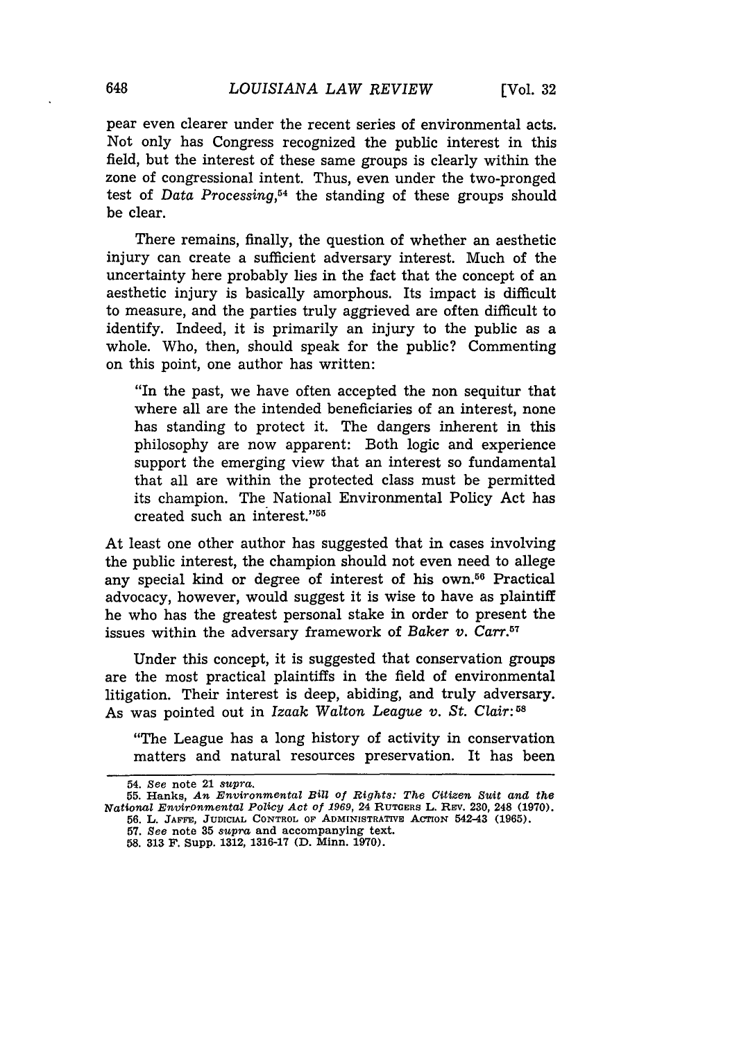pear even clearer under the recent series of environmental acts. Not only has Congress recognized the public interest in this field, but the interest of these same groups is clearly within the zone of congressional intent. Thus, even under the two-pronged test of *Data Processing*,[54] the standing of these groups should be clear.

There remains, finally, the question of whether an aesthetic injury can create a sufficient adversary interest. Much of the uncertainty here probably lies in the fact that the concept of an aesthetic injury is basically amorphous. Its impact is difficult to measure, and the parties truly aggrieved are often difficult to identify. Indeed, it is primarily an injury to the public as a whole. Who, then, should speak for the public? Commenting on this point, one author has written:

> "In the past, we have often accepted the non sequitur that where all are the intended beneficiaries of an interest, none has standing to protect it. The dangers inherent in this philosophy are now apparent: Both logic and experience support the emerging view that an interest so fundamental that all are within the protected class must be permitted its champion. The National Environmental Policy Act has created such an interest."[55]

At least one other author has suggested that in cases involving the public interest, the champion should not even need to allege any special kind or degree of interest of his own.[56] Practical advocacy, however, would suggest it is wise to have as plaintiff he who has the greatest personal stake in order to present the issues within the adversary framework of *Baker v. Carr*.[57]

Under this concept, it is suggested that conservation groups are the most practical plaintiffs in the field of environmental litigation. Their interest is deep, abiding, and truly adversary. As was pointed out in *Izaak Walton League v. St. Clair*:[58]

> "The League has a long history of activity in conservation matters and natural resources preservation. It has been

---

54. *See* note 21 *supra*.

55. Hanks, *An Environmental Bill of Rights: The Citizen Suit and the National Environmental Policy Act of 1969*, 24 RUTGERS L. REV. 230, 248 (1970).

56. L. JAFFE, JUDICIAL CONTROL OF ADMINISTRATIVE ACTION 542-43 (1965).

57. *See* note 35 *supra* and accompanying text.

58. 313 F. Supp. 1312, 1316-17 (D. Minn. 1970).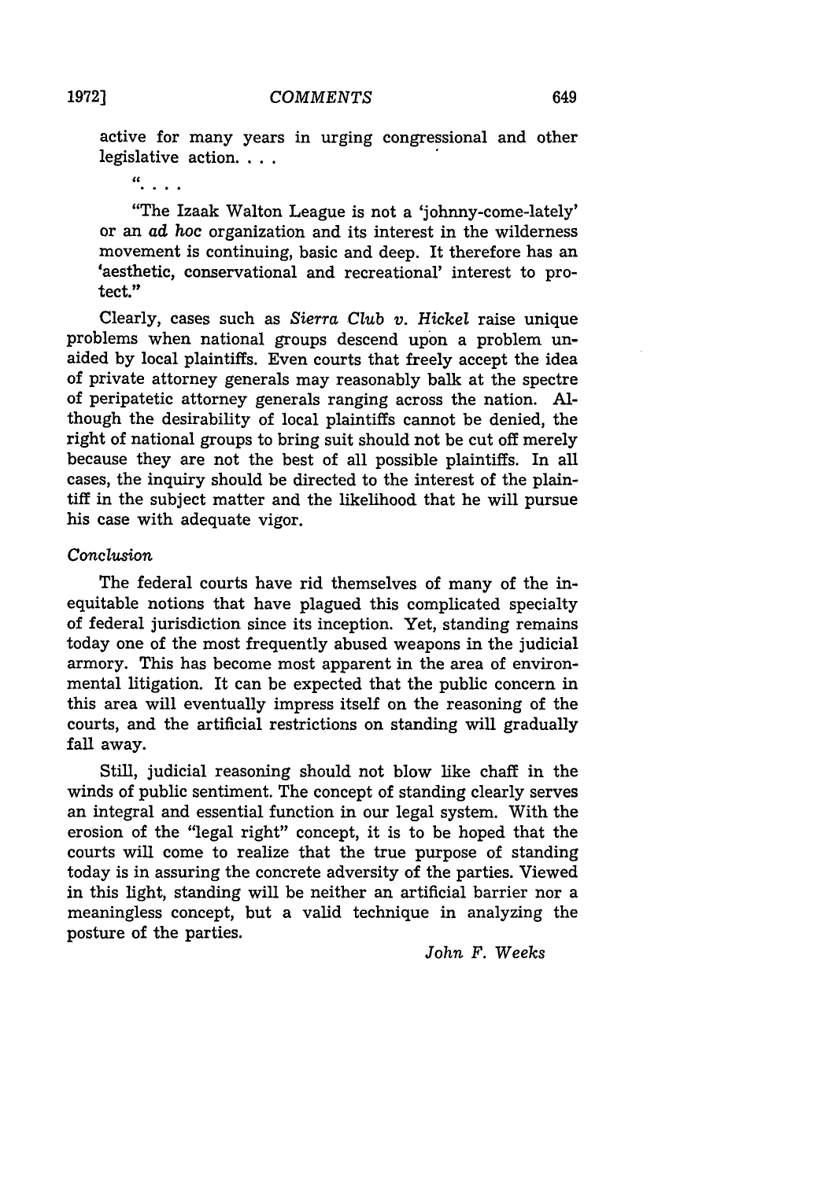active for many years in urging congressional and other legislative action. . . .

". . . .

"The Izaak Walton League is not a 'johnny-come-lately' or an *ad hoc* organization and its interest in the wilderness movement is continuing, basic and deep. It therefore has an 'aesthetic, conservational and recreational' interest to protect."

Clearly, cases such as *Sierra Club v. Hickel* raise unique problems when national groups descend upon a problem unaided by local plaintiffs. Even courts that freely accept the idea of private attorney generals may reasonably balk at the spectre of peripatetic attorney generals ranging across the nation. Although the desirability of local plaintiffs cannot be denied, the right of national groups to bring suit should not be cut off merely because they are not the best of all possible plaintiffs. In all cases, the inquiry should be directed to the interest of the plaintiff in the subject matter and the likelihood that he will pursue his case with adequate vigor.

*Conclusion*

The federal courts have rid themselves of many of the inequitable notions that have plagued this complicated specialty of federal jurisdiction since its inception. Yet, standing remains today one of the most frequently abused weapons in the judicial armory. This has become most apparent in the area of environmental litigation. It can be expected that the public concern in this area will eventually impress itself on the reasoning of the courts, and the artificial restrictions on standing will gradually fall away.

Still, judicial reasoning should not blow like chaff in the winds of public sentiment. The concept of standing clearly serves an integral and essential function in our legal system. With the erosion of the "legal right" concept, it is to be hoped that the courts will come to realize that the true purpose of standing today is in assuring the concrete adversity of the parties. Viewed in this light, standing will be neither an artificial barrier nor a meaningless concept, but a valid technique in analyzing the posture of the parties.

*John F. Weeks*